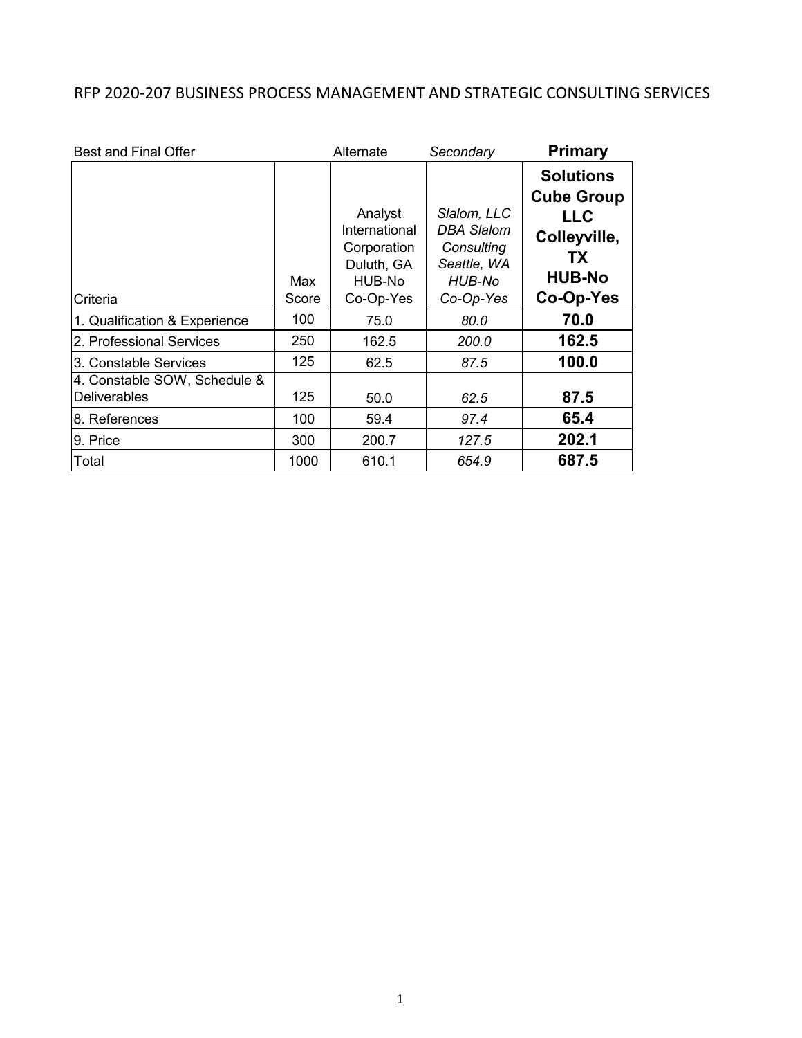RFP 2020-207 BUSINESS PROCESS MANAGEMENT AND STRATEGIC CONSULTING SERVICES

| Best and Final Offer | | Alternate | *Secondary* | **Primary** |
|---|---|---|---|---|
| Criteria | Max Score | Analyst International Corporation Duluth, GA HUB-No Co-Op-Yes | *Slalom, LLC DBA Slalom Consulting Seattle, WA HUB-No Co-Op-Yes* | **Solutions Cube Group LLC Colleyville, TX HUB-No Co-Op-Yes** |
| 1. Qualification & Experience | 100 | 75.0 | *80.0* | **70.0** |
| 2. Professional Services | 250 | 162.5 | *200.0* | **162.5** |
| 3. Constable Services | 125 | 62.5 | *87.5* | **100.0** |
| 4. Constable SOW, Schedule & Deliverables | 125 | 50.0 | *62.5* | **87.5** |
| 8. References | 100 | 59.4 | *97.4* | **65.4** |
| 9. Price | 300 | 200.7 | *127.5* | **202.1** |
| Total | 1000 | 610.1 | *654.9* | **687.5** |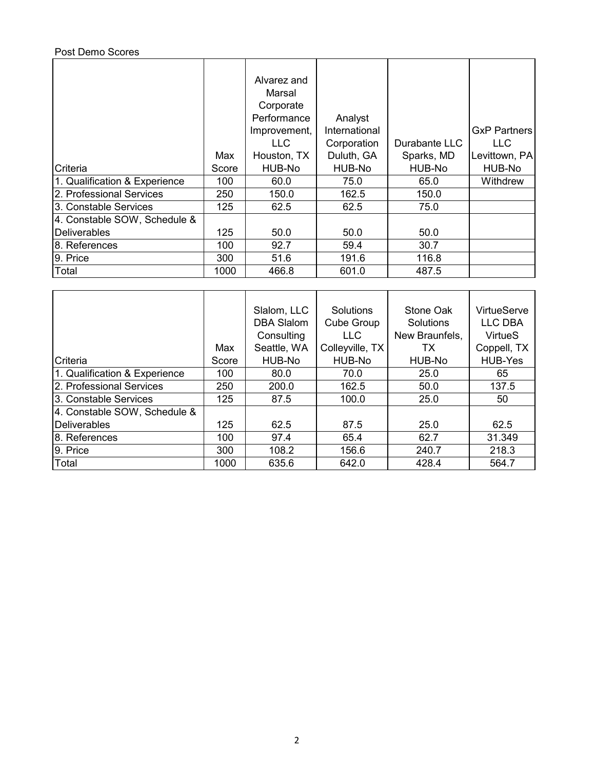Post Demo Scores

| Criteria | Max Score | Alvarez and Marsal Corporate Performance Improvement, LLC Houston, TX HUB-No | Analyst International Corporation Duluth, GA HUB-No | Durabante LLC Sparks, MD HUB-No | GxP Partners LLC Levittown, PA HUB-No |
|---|---|---|---|---|---|
| 1. Qualification & Experience | 100 | 60.0 | 75.0 | 65.0 | Withdrew |
| 2. Professional Services | 250 | 150.0 | 162.5 | 150.0 | |
| 3. Constable Services | 125 | 62.5 | 62.5 | 75.0 | |
| 4. Constable SOW, Schedule & Deliverables | 125 | 50.0 | 50.0 | 50.0 | |
| 8. References | 100 | 92.7 | 59.4 | 30.7 | |
| 9. Price | 300 | 51.6 | 191.6 | 116.8 | |
| Total | 1000 | 466.8 | 601.0 | 487.5 | |

| Criteria | Max Score | Slalom, LLC DBA Slalom Consulting Seattle, WA HUB-No | Solutions Cube Group LLC Colleyville, TX HUB-No | Stone Oak Solutions New Braunfels, TX HUB-No | VirtueServe LLC DBA VirtueS Coppell, TX HUB-Yes |
|---|---|---|---|---|---|
| 1. Qualification & Experience | 100 | 80.0 | 70.0 | 25.0 | 65 |
| 2. Professional Services | 250 | 200.0 | 162.5 | 50.0 | 137.5 |
| 3. Constable Services | 125 | 87.5 | 100.0 | 25.0 | 50 |
| 4. Constable SOW, Schedule & Deliverables | 125 | 62.5 | 87.5 | 25.0 | 62.5 |
| 8. References | 100 | 97.4 | 65.4 | 62.7 | 31.349 |
| 9. Price | 300 | 108.2 | 156.6 | 240.7 | 218.3 |
| Total | 1000 | 635.6 | 642.0 | 428.4 | 564.7 |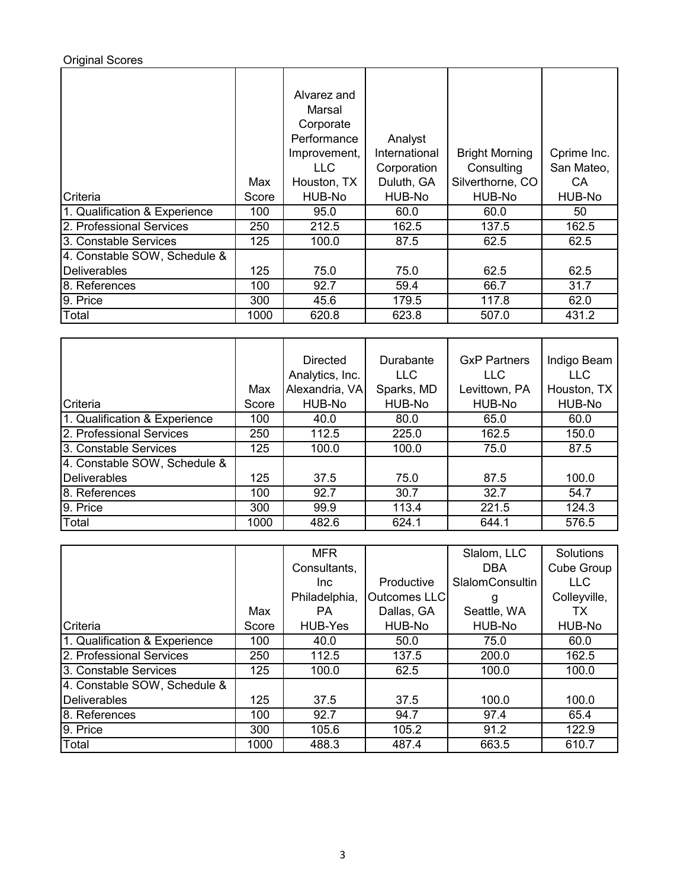Original Scores

| Criteria | Max Score | Alvarez and Marsal Corporate Performance Improvement, LLC Houston, TX HUB-No | Analyst International Corporation Duluth, GA HUB-No | Bright Morning Consulting Silverthorne, CO HUB-No | Cprime Inc. San Mateo, CA HUB-No |
|---|---|---|---|---|---|
| 1. Qualification & Experience | 100 | 95.0 | 60.0 | 60.0 | 50 |
| 2. Professional Services | 250 | 212.5 | 162.5 | 137.5 | 162.5 |
| 3. Constable Services | 125 | 100.0 | 87.5 | 62.5 | 62.5 |
| 4. Constable SOW, Schedule & Deliverables | 125 | 75.0 | 75.0 | 62.5 | 62.5 |
| 8. References | 100 | 92.7 | 59.4 | 66.7 | 31.7 |
| 9. Price | 300 | 45.6 | 179.5 | 117.8 | 62.0 |
| Total | 1000 | 620.8 | 623.8 | 507.0 | 431.2 |

| Criteria | Max Score | Directed Analytics, Inc. Alexandria, VA HUB-No | Durabante LLC Sparks, MD HUB-No | GxP Partners LLC Levittown, PA HUB-No | Indigo Beam LLC Houston, TX HUB-No |
|---|---|---|---|---|---|
| 1. Qualification & Experience | 100 | 40.0 | 80.0 | 65.0 | 60.0 |
| 2. Professional Services | 250 | 112.5 | 225.0 | 162.5 | 150.0 |
| 3. Constable Services | 125 | 100.0 | 100.0 | 75.0 | 87.5 |
| 4. Constable SOW, Schedule & Deliverables | 125 | 37.5 | 75.0 | 87.5 | 100.0 |
| 8. References | 100 | 92.7 | 30.7 | 32.7 | 54.7 |
| 9. Price | 300 | 99.9 | 113.4 | 221.5 | 124.3 |
| Total | 1000 | 482.6 | 624.1 | 644.1 | 576.5 |

| Criteria | Max Score | MFR Consultants, Inc Philadelphia, PA HUB-Yes | Productive Outcomes LLC Dallas, GA HUB-No | Slalom, LLC DBA SlalomConsulting Seattle, WA HUB-No | Solutions Cube Group LLC Colleyville, TX HUB-No |
|---|---|---|---|---|---|
| 1. Qualification & Experience | 100 | 40.0 | 50.0 | 75.0 | 60.0 |
| 2. Professional Services | 250 | 112.5 | 137.5 | 200.0 | 162.5 |
| 3. Constable Services | 125 | 100.0 | 62.5 | 100.0 | 100.0 |
| 4. Constable SOW, Schedule & Deliverables | 125 | 37.5 | 37.5 | 100.0 | 100.0 |
| 8. References | 100 | 92.7 | 94.7 | 97.4 | 65.4 |
| 9. Price | 300 | 105.6 | 105.2 | 91.2 | 122.9 |
| Total | 1000 | 488.3 | 487.4 | 663.5 | 610.7 |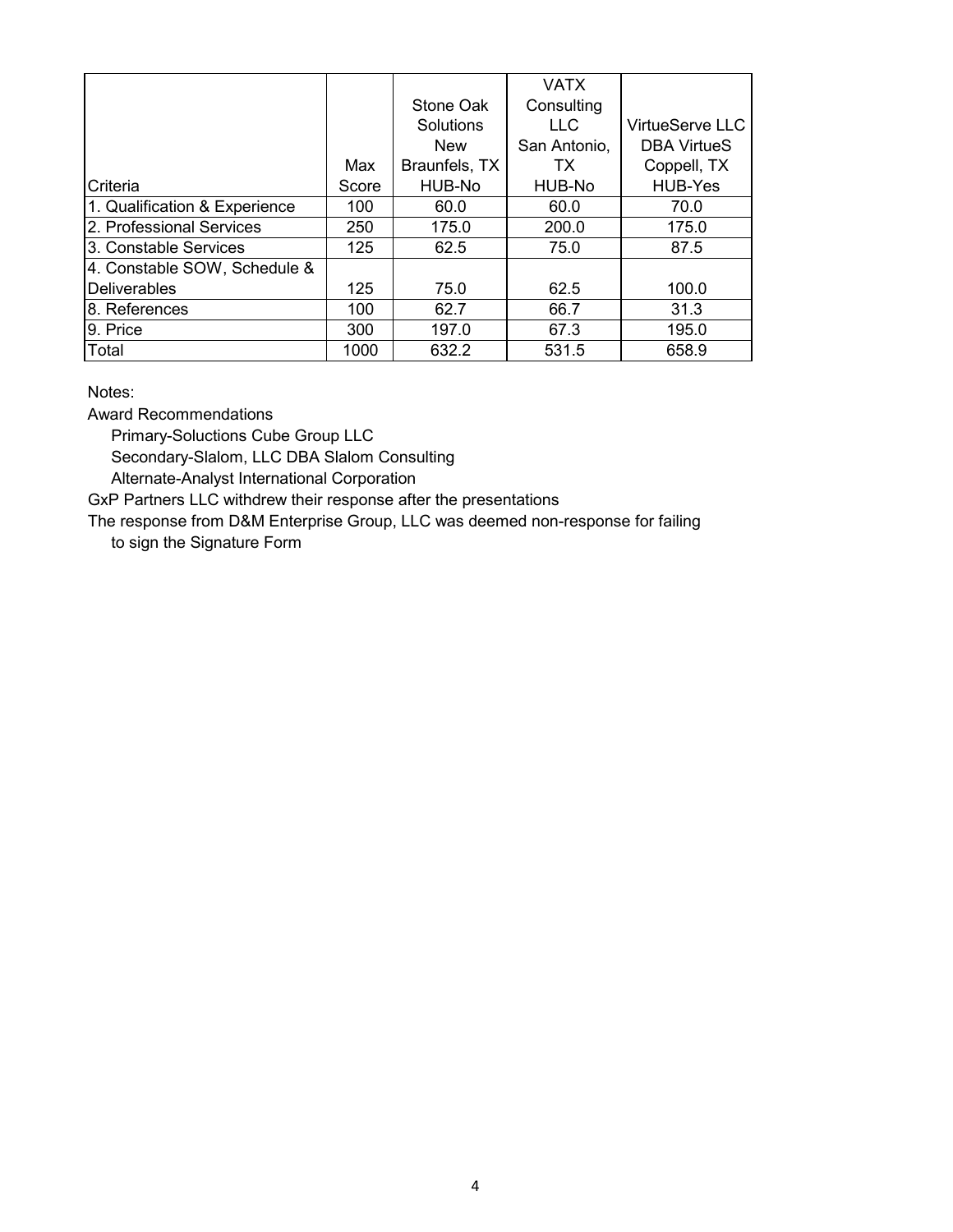| Criteria | Max Score | Stone Oak Solutions New Braunfels, TX HUB-No | VATX Consulting LLC San Antonio, TX HUB-No | VirtueServe LLC DBA VirtueS Coppell, TX HUB-Yes |
|---|---|---|---|---|
| 1. Qualification & Experience | 100 | 60.0 | 60.0 | 70.0 |
| 2. Professional Services | 250 | 175.0 | 200.0 | 175.0 |
| 3. Constable Services | 125 | 62.5 | 75.0 | 87.5 |
| 4. Constable SOW, Schedule & Deliverables | 125 | 75.0 | 62.5 | 100.0 |
| 8. References | 100 | 62.7 | 66.7 | 31.3 |
| 9. Price | 300 | 197.0 | 67.3 | 195.0 |
| Total | 1000 | 632.2 | 531.5 | 658.9 |

Notes:

Award Recommendations

Primary-Soluctions Cube Group LLC

Secondary-Slalom, LLC DBA Slalom Consulting

Alternate-Analyst International Corporation

GxP Partners LLC withdrew their response after the presentations

The response from D&M Enterprise Group, LLC was deemed non-response for failing to sign the Signature Form